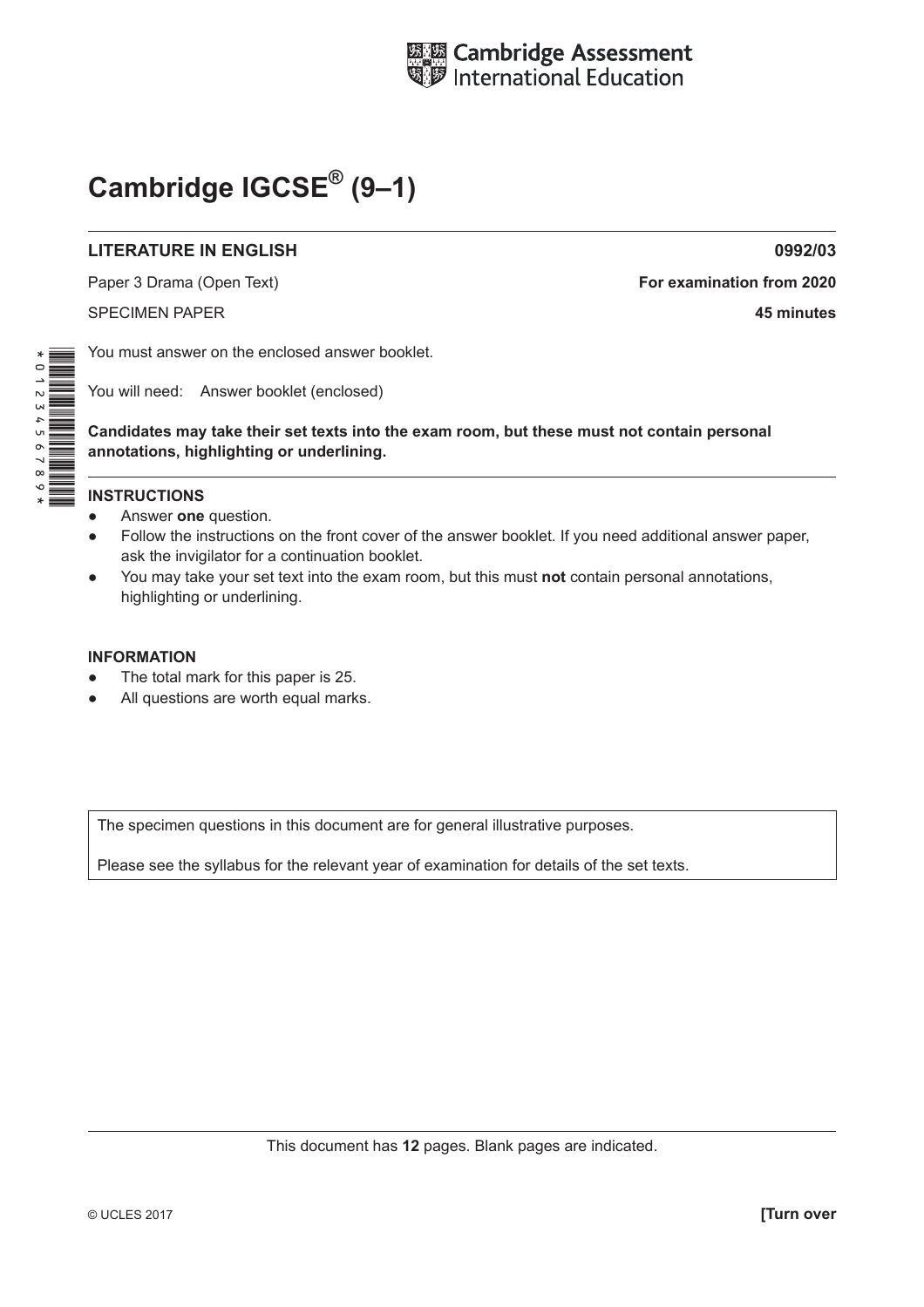Cambridge Assessment International Education

# Cambridge IGCSE® (9–1)

**LITERATURE IN ENGLISH** **0992/03**

Paper 3 Drama (Open Text) **For examination from 2020**

SPECIMEN PAPER **45 minutes**

You must answer on the enclosed answer booklet.

You will need: Answer booklet (enclosed)

**Candidates may take their set texts into the exam room, but these must not contain personal annotations, highlighting or underlining.**

**INSTRUCTIONS**

- Answer **one** question.
- Follow the instructions on the front cover of the answer booklet. If you need additional answer paper, ask the invigilator for a continuation booklet.
- You may take your set text into the exam room, but this must **not** contain personal annotations, highlighting or underlining.

**INFORMATION**

- The total mark for this paper is 25.
- All questions are worth equal marks.

The specimen questions in this document are for general illustrative purposes.

Please see the syllabus for the relevant year of examination for details of the set texts.

This document has **12** pages. Blank pages are indicated.

© UCLES 2017 **[Turn over**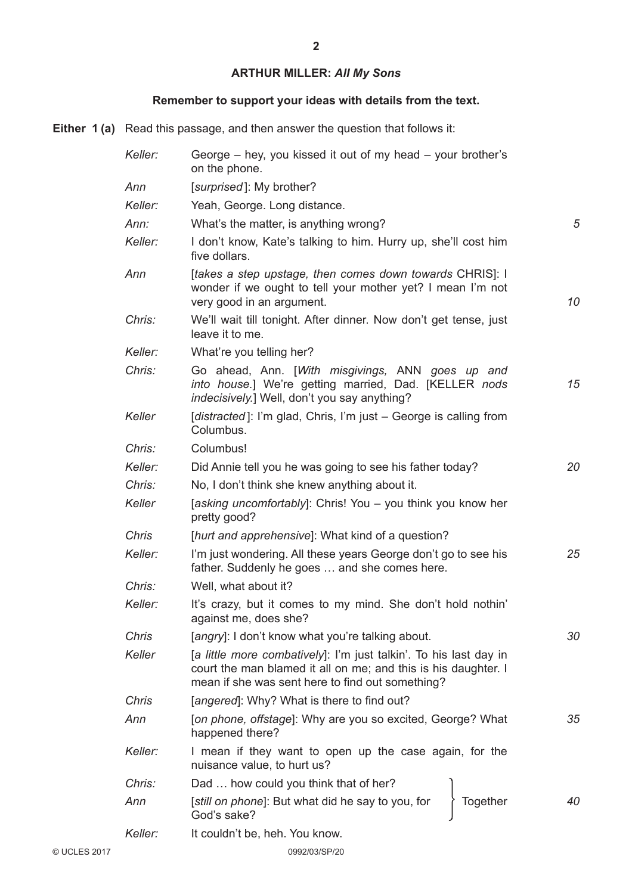## ARTHUR MILLER: *All My Sons*

**Remember to support your ideas with details from the text.**

**Either 1 (a)** Read this passage, and then answer the question that follows it:

*Keller:* George – hey, you kissed it out of my head – your brother's on the phone.

*Ann* [*surprised*]: My brother?

*Keller:* Yeah, George. Long distance.

*Ann:* What's the matter, is anything wrong? *5*

*Keller:* I don't know, Kate's talking to him. Hurry up, she'll cost him five dollars.

*Ann* [*takes a step upstage, then comes down towards* CHRIS]: I wonder if we ought to tell your mother yet? I mean I'm not very good in an argument. *10*

*Chris:* We'll wait till tonight. After dinner. Now don't get tense, just leave it to me.

*Keller:* What're you telling her?

*Chris:* Go ahead, Ann. [*With misgivings,* ANN *goes up and into house.*] We're getting married, Dad. [KELLER *nods indecisively.*] Well, don't you say anything? *15*

*Keller* [*distracted*]: I'm glad, Chris, I'm just – George is calling from Columbus.

*Chris:* Columbus!

*Keller:* Did Annie tell you he was going to see his father today? *20*

*Chris:* No, I don't think she knew anything about it.

*Keller* [*asking uncomfortably*]: Chris! You – you think you know her pretty good?

*Chris* [*hurt and apprehensive*]: What kind of a question?

*Keller:* I'm just wondering. All these years George don't go to see his father. Suddenly he goes … and she comes here. *25*

*Chris:* Well, what about it?

*Keller:* It's crazy, but it comes to my mind. She don't hold nothin' against me, does she?

*Chris* [*angry*]: I don't know what you're talking about. *30*

*Keller* [*a little more combatively*]: I'm just talkin'. To his last day in court the man blamed it all on me; and this is his daughter. I mean if she was sent here to find out something?

*Chris* [*angered*]: Why? What is there to find out?

*Ann* [*on phone, offstage*]: Why are you so excited, George? What happened there? *35*

*Keller:* I mean if they want to open up the case again, for the nuisance value, to hurt us?

*Chris:* Dad … how could you think that of her? } Together

*Ann* [*still on phone*]: But what did he say to you, for God's sake? } Together *40*

*Keller:* It couldn't be, heh. You know.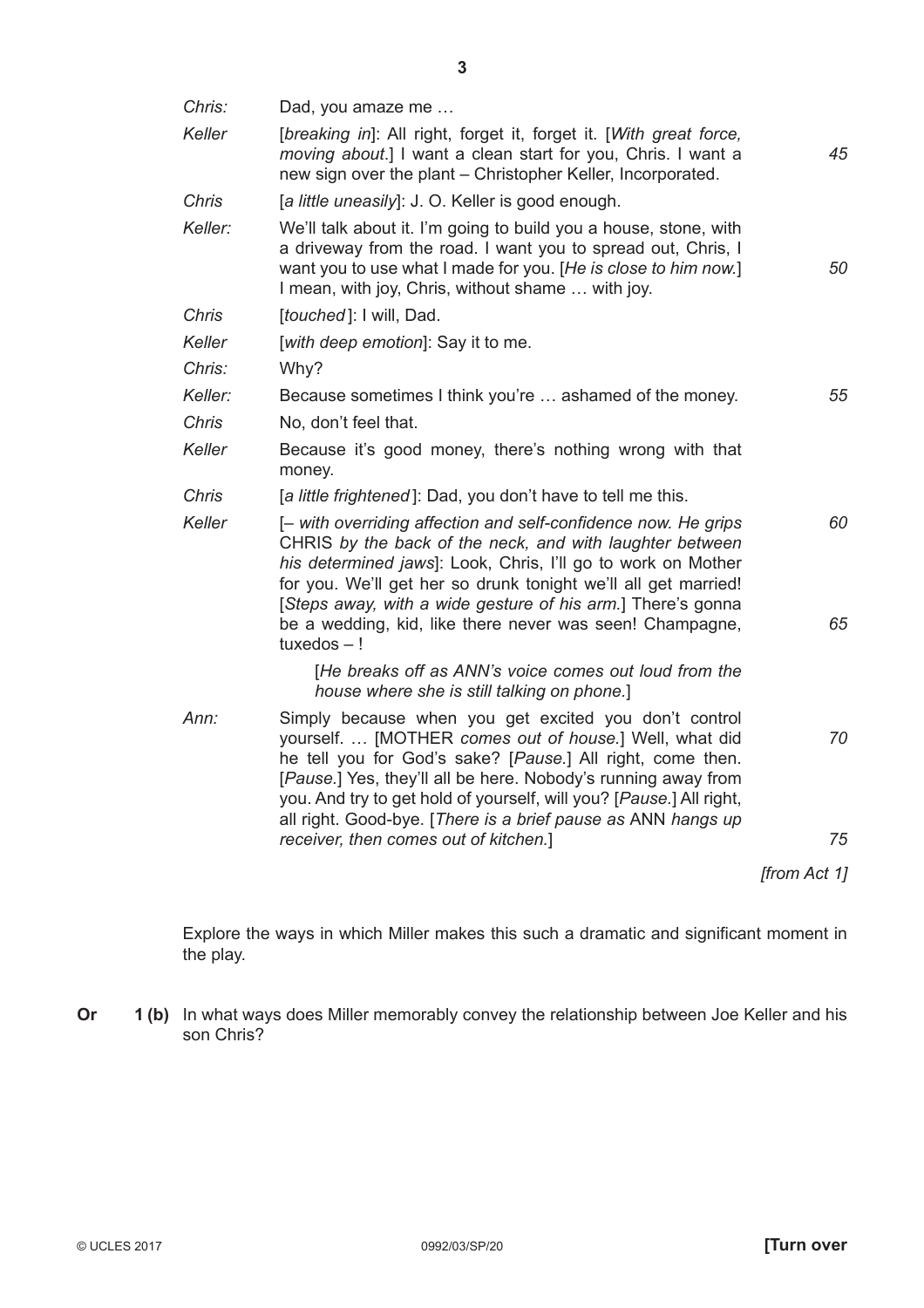| | | |
|---|---|---|
| *Chris:* | Dad, you amaze me … | |
| *Keller* | [*breaking in*]: All right, forget it, forget it. [*With great force, moving about*.] I want a clean start for you, Chris. I want a new sign over the plant – Christopher Keller, Incorporated. | *45* |
| *Chris* | [*a little uneasily*]: J. O. Keller is good enough. | |
| *Keller:* | We'll talk about it. I'm going to build you a house, stone, with a driveway from the road. I want you to spread out, Chris, I want you to use what I made for you. [*He is close to him now.*] I mean, with joy, Chris, without shame … with joy. | *50* |
| *Chris* | [*touched*]: I will, Dad. | |
| *Keller* | [*with deep emotion*]: Say it to me. | |
| *Chris:* | Why? | |
| *Keller:* | Because sometimes I think you're … ashamed of the money. | *55* |
| *Chris* | No, don't feel that. | |
| *Keller* | Because it's good money, there's nothing wrong with that money. | |
| *Chris* | [*a little frightened*]: Dad, you don't have to tell me this. | |
| *Keller* | [*– with overriding affection and self-confidence now. He grips* CHRIS *by the back of the neck, and with laughter between his determined jaws*]: Look, Chris, I'll go to work on Mother for you. We'll get her so drunk tonight we'll all get married! [*Steps away, with a wide gesture of his arm.*] There's gonna be a wedding, kid, like there never was seen! Champagne, tuxedos – ! | *60* *65* |
| | [*He breaks off as ANN's voice comes out loud from the house where she is still talking on phone.*] | |
| *Ann:* | Simply because when you get excited you don't control yourself. … [MOTHER *comes out of house.*] Well, what did he tell you for God's sake? [*Pause.*] All right, come then. [*Pause.*] Yes, they'll all be here. Nobody's running away from you. And try to get hold of yourself, will you? [*Pause.*] All right, all right. Good-bye. [*There is a brief pause as* ANN *hangs up receiver, then comes out of kitchen.*] | *70* *75* |

*[from Act 1]*

Explore the ways in which Miller makes this such a dramatic and significant moment in the play.

**Or** **1 (b)** In what ways does Miller memorably convey the relationship between Joe Keller and his son Chris?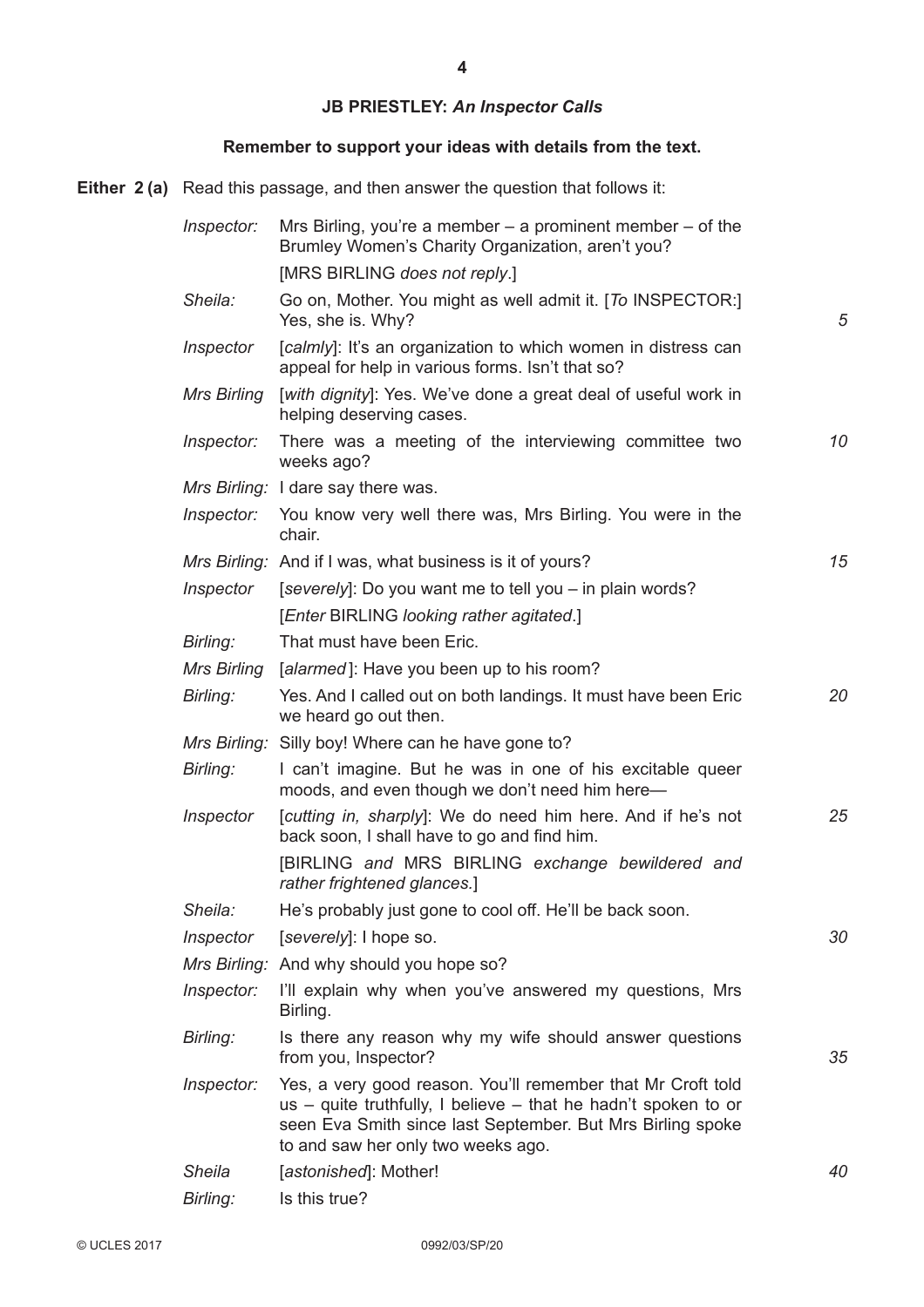## JB PRIESTLEY: *An Inspector Calls*

**Remember to support your ideas with details from the text.**

**Either 2 (a)** Read this passage, and then answer the question that follows it:

*Inspector:* Mrs Birling, you're a member – a prominent member – of the Brumley Women's Charity Organization, aren't you?

[MRS BIRLING *does not reply*.]

*Sheila:* Go on, Mother. You might as well admit it. [*To* INSPECTOR:] Yes, she is. Why? (5)

*Inspector* [*calmly*]: It's an organization to which women in distress can appeal for help in various forms. Isn't that so?

*Mrs Birling* [*with dignity*]: Yes. We've done a great deal of useful work in helping deserving cases.

*Inspector:* There was a meeting of the interviewing committee two weeks ago? (10)

*Mrs Birling:* I dare say there was.

*Inspector:* You know very well there was, Mrs Birling. You were in the chair.

*Mrs Birling:* And if I was, what business is it of yours? (15)

*Inspector* [*severely*]: Do you want me to tell you – in plain words?

[*Enter* BIRLING *looking rather agitated*.]

*Birling:* That must have been Eric.

*Mrs Birling* [*alarmed*]: Have you been up to his room?

*Birling:* Yes. And I called out on both landings. It must have been Eric we heard go out then. (20)

*Mrs Birling:* Silly boy! Where can he have gone to?

*Birling:* I can't imagine. But he was in one of his excitable queer moods, and even though we don't need him here—

*Inspector* [*cutting in, sharply*]: We do need him here. And if he's not back soon, I shall have to go and find him. (25)

[BIRLING *and* MRS BIRLING *exchange bewildered and rather frightened glances*.]

*Sheila:* He's probably just gone to cool off. He'll be back soon.

*Inspector* [*severely*]: I hope so. (30)

*Mrs Birling:* And why should you hope so?

*Inspector:* I'll explain why when you've answered my questions, Mrs Birling.

*Birling:* Is there any reason why my wife should answer questions from you, Inspector? (35)

*Inspector:* Yes, a very good reason. You'll remember that Mr Croft told us – quite truthfully, I believe – that he hadn't spoken to or seen Eva Smith since last September. But Mrs Birling spoke to and saw her only two weeks ago.

*Sheila* [*astonished*]: Mother! (40)

*Birling:* Is this true?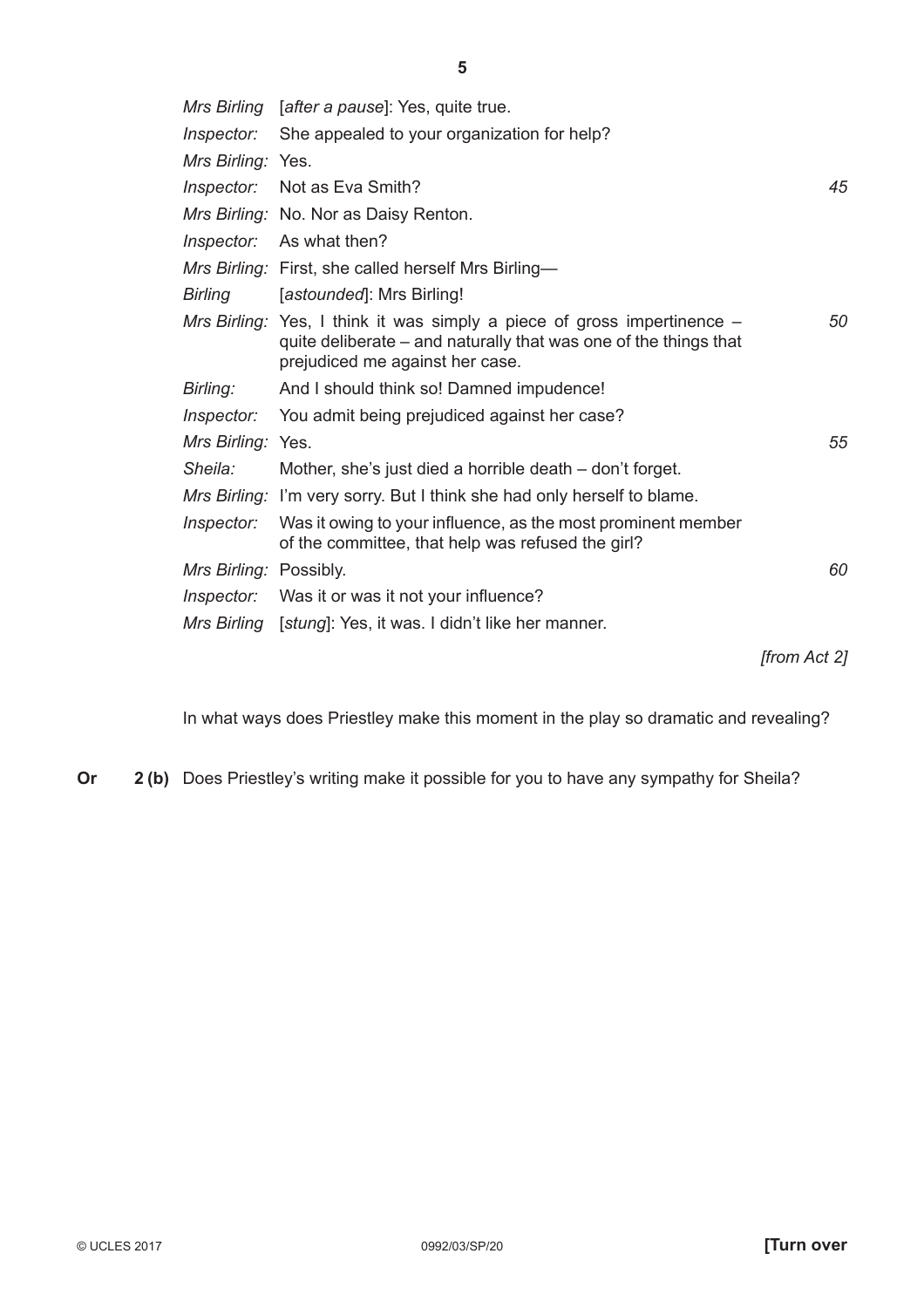| | | |
|---|---|---|
| *Mrs Birling* | [*after a pause*]: Yes, quite true. | |
| *Inspector:* | She appealed to your organization for help? | |
| *Mrs Birling:* | Yes. | |
| *Inspector:* | Not as Eva Smith? | *45* |
| *Mrs Birling:* | No. Nor as Daisy Renton. | |
| *Inspector:* | As what then? | |
| *Mrs Birling:* | First, she called herself Mrs Birling— | |
| *Birling* | [*astounded*]: Mrs Birling! | |
| *Mrs Birling:* | Yes, I think it was simply a piece of gross impertinence – quite deliberate – and naturally that was one of the things that prejudiced me against her case. | *50* |
| *Birling:* | And I should think so! Damned impudence! | |
| *Inspector:* | You admit being prejudiced against her case? | |
| *Mrs Birling:* | Yes. | *55* |
| *Sheila:* | Mother, she's just died a horrible death – don't forget. | |
| *Mrs Birling:* | I'm very sorry. But I think she had only herself to blame. | |
| *Inspector:* | Was it owing to your influence, as the most prominent member of the committee, that help was refused the girl? | |
| *Mrs Birling:* | Possibly. | *60* |
| *Inspector:* | Was it or was it not your influence? | |
| *Mrs Birling* | [*stung*]: Yes, it was. I didn't like her manner. | |

*[from Act 2]*

In what ways does Priestley make this moment in the play so dramatic and revealing?

**Or** **2 (b)** Does Priestley's writing make it possible for you to have any sympathy for Sheila?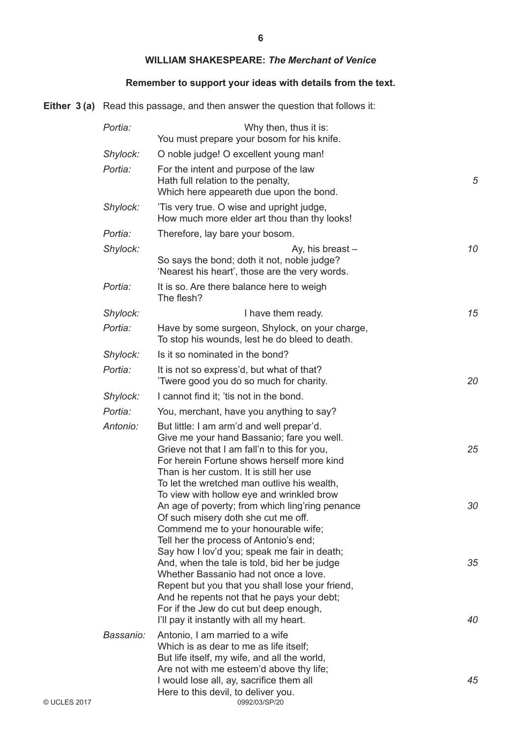## WILLIAM SHAKESPEARE: *The Merchant of Venice*

**Remember to support your ideas with details from the text.**

**Either 3 (a)** Read this passage, and then answer the question that follows it:

*Portia:* Why then, thus it is:
You must prepare your bosom for his knife.

*Shylock:* O noble judge! O excellent young man!

*Portia:* For the intent and purpose of the law
Hath full relation to the penalty, *5*
Which here appeareth due upon the bond.

*Shylock:* 'Tis very true. O wise and upright judge,
How much more elder art thou than thy looks!

*Portia:* Therefore, lay bare your bosom.

*Shylock:* Ay, his breast – *10*
So says the bond; doth it not, noble judge?
'Nearest his heart', those are the very words.

*Portia:* It is so. Are there balance here to weigh
The flesh?

*Shylock:* I have them ready. *15*

*Portia:* Have by some surgeon, Shylock, on your charge,
To stop his wounds, lest he do bleed to death.

*Shylock:* Is it so nominated in the bond?

*Portia:* It is not so express'd, but what of that?
'Twere good you do so much for charity. *20*

*Shylock:* I cannot find it; 'tis not in the bond.

*Portia:* You, merchant, have you anything to say?

*Antonio:* But little: I am arm'd and well prepar'd.
Give me your hand Bassanio; fare you well.
Grieve not that I am fall'n to this for you, *25*
For herein Fortune shows herself more kind
Than is her custom. It is still her use
To let the wretched man outlive his wealth,
To view with hollow eye and wrinkled brow
An age of poverty; from which ling'ring penance *30*
Of such misery doth she cut me off.
Commend me to your honourable wife;
Tell her the process of Antonio's end;
Say how I lov'd you; speak me fair in death;
And, when the tale is told, bid her be judge *35*
Whether Bassanio had not once a love.
Repent but you that you shall lose your friend,
And he repents not that he pays your debt;
For if the Jew do cut but deep enough,
I'll pay it instantly with all my heart. *40*

*Bassanio:* Antonio, I am married to a wife
Which is as dear to me as life itself;
But life itself, my wife, and all the world,
Are not with me esteem'd above thy life;
I would lose all, ay, sacrifice them all *45*
Here to this devil, to deliver you.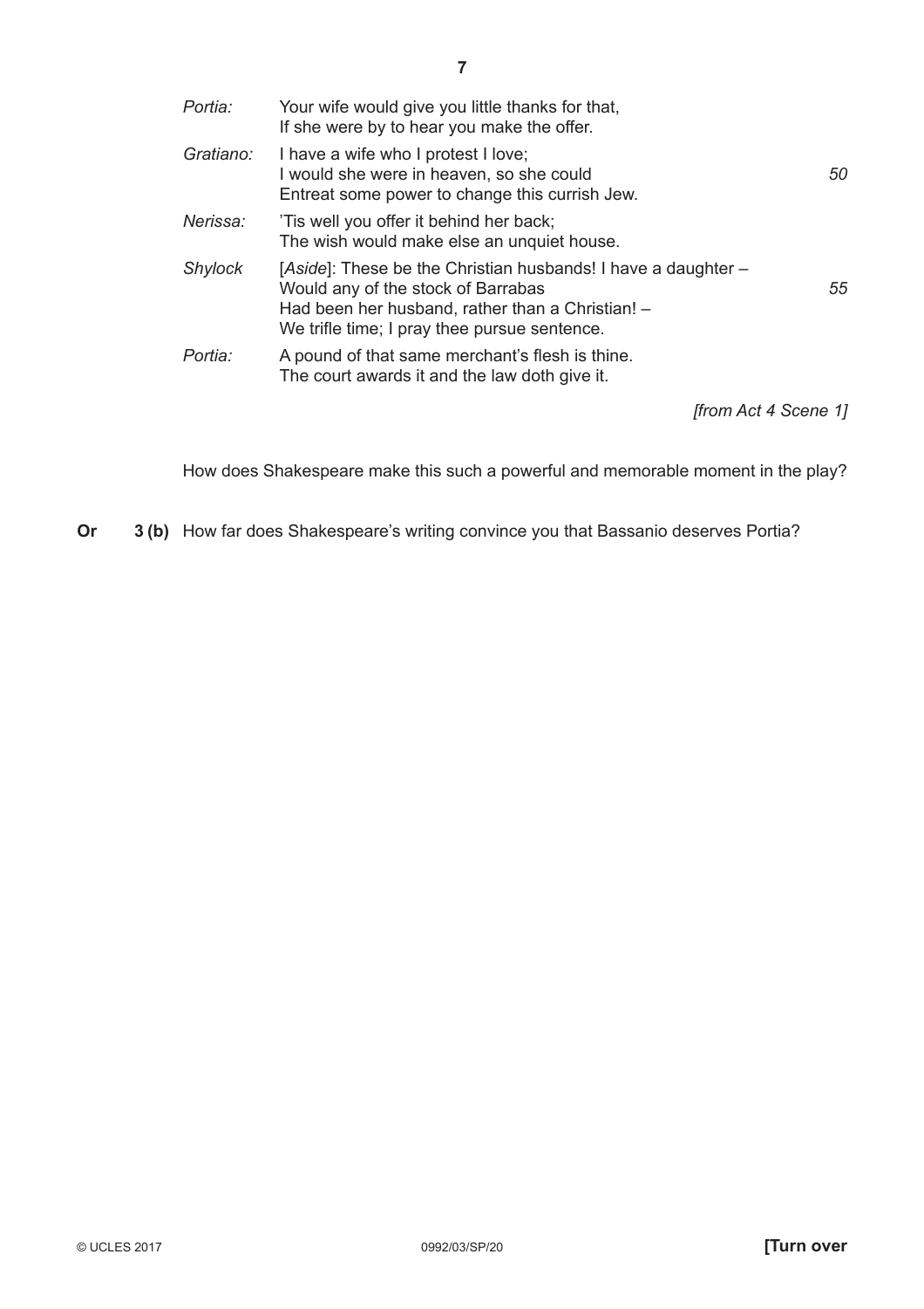| | | |
|---|---|---|
| *Portia:* | Your wife would give you little thanks for that,<br>If she were by to hear you make the offer. | |
| *Gratiano:* | I have a wife who I protest I love;<br>I would she were in heaven, so she could<br>Entreat some power to change this currish Jew. | *50* |
| *Nerissa:* | 'Tis well you offer it behind her back;<br>The wish would make else an unquiet house. | |
| *Shylock* | [*Aside*]: These be the Christian husbands! I have a daughter –<br>Would any of the stock of Barrabas<br>Had been her husband, rather than a Christian! –<br>We trifle time; I pray thee pursue sentence. | *55* |
| *Portia:* | A pound of that same merchant's flesh is thine.<br>The court awards it and the law doth give it. | |

*[from Act 4 Scene 1]*

How does Shakespeare make this such a powerful and memorable moment in the play?

**Or** **3 (b)** How far does Shakespeare's writing convince you that Bassanio deserves Portia?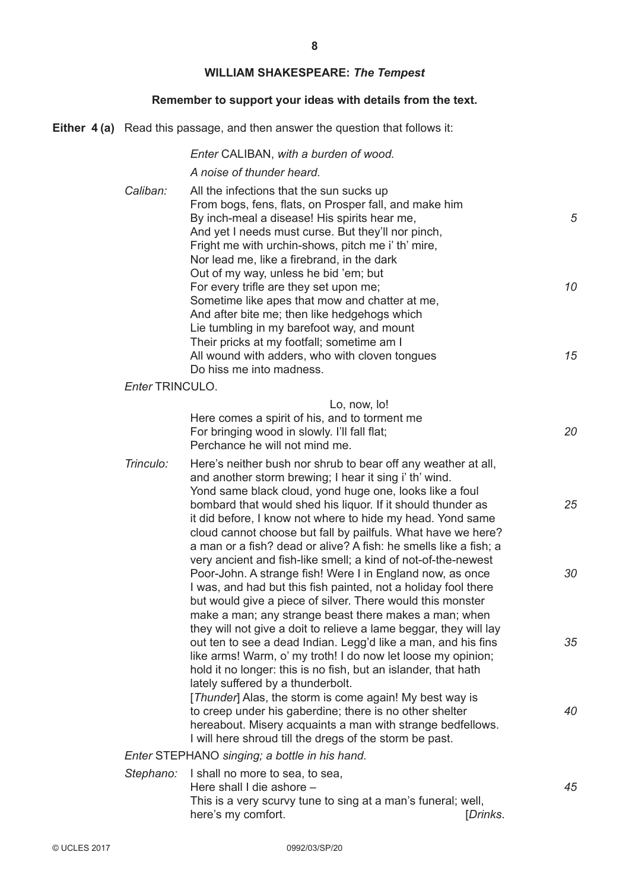## WILLIAM SHAKESPEARE: *The Tempest*

**Remember to support your ideas with details from the text.**

**Either 4 (a)** Read this passage, and then answer the question that follows it:

*Enter* CALIBAN, *with a burden of wood.*

*A noise of thunder heard.*

*Caliban:* All the infections that the sun sucks up
From bogs, fens, flats, on Prosper fall, and make him
By inch-meal a disease! His spirits hear me, *5*
And yet I needs must curse. But they'll nor pinch,
Fright me with urchin-shows, pitch me i' th' mire,
Nor lead me, like a firebrand, in the dark
Out of my way, unless he bid 'em; but
For every trifle are they set upon me; *10*
Sometime like apes that mow and chatter at me,
And after bite me; then like hedgehogs which
Lie tumbling in my barefoot way, and mount
Their pricks at my footfall; sometime am I
All wound with adders, who with cloven tongues *15*
Do hiss me into madness.

*Enter* TRINCULO.

Lo, now, lo!
Here comes a spirit of his, and to torment me
For bringing wood in slowly. I'll fall flat; *20*
Perchance he will not mind me.

*Trinculo:* Here's neither bush nor shrub to bear off any weather at all, and another storm brewing; I hear it sing i' th' wind. Yond same black cloud, yond huge one, looks like a foul bombard that would shed his liquor. If it should thunder as *25* it did before, I know not where to hide my head. Yond same cloud cannot choose but fall by pailfuls. What have we here? a man or a fish? dead or alive? A fish: he smells like a fish; a very ancient and fish-like smell; a kind of not-of-the-newest Poor-John. A strange fish! Were I in England now, as once *30* I was, and had but this fish painted, not a holiday fool there but would give a piece of silver. There would this monster make a man; any strange beast there makes a man; when they will not give a doit to relieve a lame beggar, they will lay out ten to see a dead Indian. Legg'd like a man, and his fins *35* like arms! Warm, o' my troth! I do now let loose my opinion; hold it no longer: this is no fish, but an islander, that hath lately suffered by a thunderbolt.
[*Thunder*] Alas, the storm is come again! My best way is to creep under his gaberdine; there is no other shelter *40* hereabout. Misery acquaints a man with strange bedfellows. I will here shroud till the dregs of the storm be past.

*Enter* STEPHANO *singing; a bottle in his hand.*

*Stephano:* I shall no more to sea, to sea,
Here shall I die ashore – *45*
This is a very scurvy tune to sing at a man's funeral; well, here's my comfort. [*Drinks*.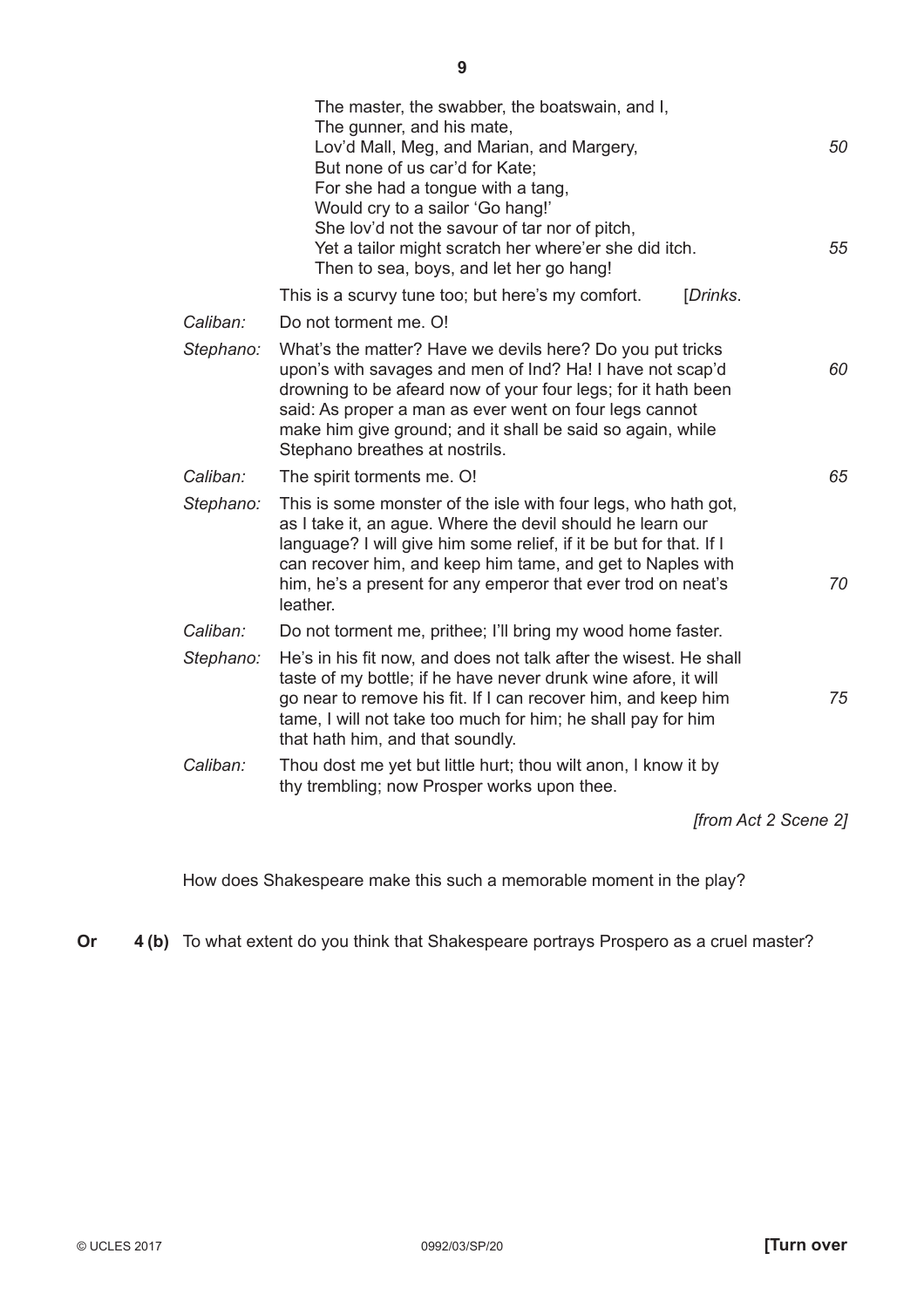The master, the swabber, the boatswain, and I,  
The gunner, and his mate,  
Lov'd Mall, Meg, and Marian, and Margery, *50*  
But none of us car'd for Kate;  
For she had a tongue with a tang,  
Would cry to a sailor 'Go hang!'  
She lov'd not the savour of tar nor of pitch,  
Yet a tailor might scratch her where'er she did itch. *55*  
Then to sea, boys, and let her go hang!

This is a scurvy tune too; but here's my comfort. [*Drinks.*

*Caliban:* Do not torment me. O!

*Stephano:* What's the matter? Have we devils here? Do you put tricks upon's with savages and men of Ind? Ha! I have not scap'd *60* drowning to be afeard now of your four legs; for it hath been said: As proper a man as ever went on four legs cannot make him give ground; and it shall be said so again, while Stephano breathes at nostrils.

*Caliban:* The spirit torments me. O! *65*

*Stephano:* This is some monster of the isle with four legs, who hath got, as I take it, an ague. Where the devil should he learn our language? I will give him some relief, if it be but for that. If I can recover him, and keep him tame, and get to Naples with him, he's a present for any emperor that ever trod on neat's *70* leather.

*Caliban:* Do not torment me, prithee; I'll bring my wood home faster.

*Stephano:* He's in his fit now, and does not talk after the wisest. He shall taste of my bottle; if he have never drunk wine afore, it will go near to remove his fit. If I can recover him, and keep him *75* tame, I will not take too much for him; he shall pay for him that hath him, and that soundly.

*Caliban:* Thou dost me yet but little hurt; thou wilt anon, I know it by thy trembling; now Prosper works upon thee.

*[from Act 2 Scene 2]*

How does Shakespeare make this such a memorable moment in the play?

**Or** **4 (b)** To what extent do you think that Shakespeare portrays Prospero as a cruel master?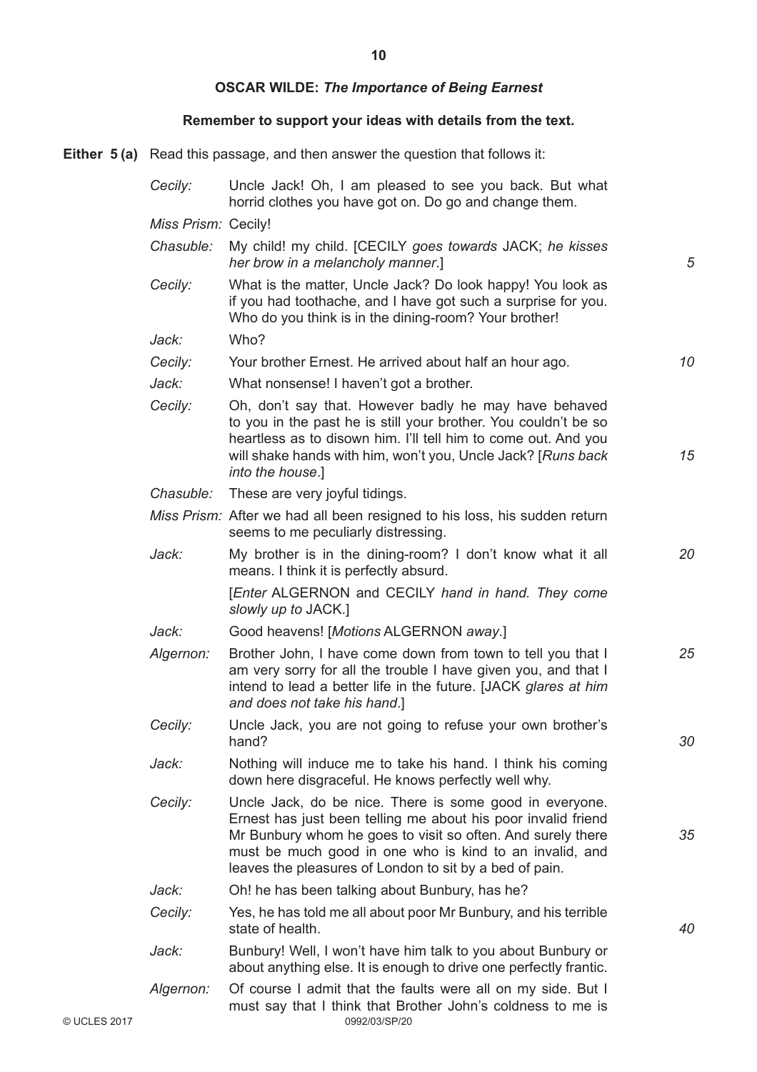## OSCAR WILDE: *The Importance of Being Earnest*

**Remember to support your ideas with details from the text.**

**Either 5 (a)** Read this passage, and then answer the question that follows it:

*Cecily:* Uncle Jack! Oh, I am pleased to see you back. But what horrid clothes you have got on. Do go and change them.

*Miss Prism:* Cecily!

*Chasuble:* My child! my child. [CECILY *goes towards* JACK; *he kisses her brow in a melancholy manner*.] 5

*Cecily:* What is the matter, Uncle Jack? Do look happy! You look as if you had toothache, and I have got such a surprise for you. Who do you think is in the dining-room? Your brother!

*Jack:* Who?

*Cecily:* Your brother Ernest. He arrived about half an hour ago. 10

*Jack:* What nonsense! I haven't got a brother.

*Cecily:* Oh, don't say that. However badly he may have behaved to you in the past he is still your brother. You couldn't be so heartless as to disown him. I'll tell him to come out. And you will shake hands with him, won't you, Uncle Jack? [*Runs back into the house*.] 15

*Chasuble:* These are very joyful tidings.

*Miss Prism:* After we had all been resigned to his loss, his sudden return seems to me peculiarly distressing.

*Jack:* My brother is in the dining-room? I don't know what it all means. I think it is perfectly absurd. 20

[*Enter* ALGERNON *and* CECILY *hand in hand. They come slowly up to* JACK.]

*Jack:* Good heavens! [*Motions* ALGERNON *away*.]

*Algernon:* Brother John, I have come down from town to tell you that I am very sorry for all the trouble I have given you, and that I intend to lead a better life in the future. [JACK *glares at him and does not take his hand*.] 25

*Cecily:* Uncle Jack, you are not going to refuse your own brother's hand? 30

*Jack:* Nothing will induce me to take his hand. I think his coming down here disgraceful. He knows perfectly well why.

*Cecily:* Uncle Jack, do be nice. There is some good in everyone. Ernest has just been telling me about his poor invalid friend Mr Bunbury whom he goes to visit so often. And surely there must be much good in one who is kind to an invalid, and leaves the pleasures of London to sit by a bed of pain. 35

*Jack:* Oh! he has been talking about Bunbury, has he?

*Cecily:* Yes, he has told me all about poor Mr Bunbury, and his terrible state of health. 40

*Jack:* Bunbury! Well, I won't have him talk to you about Bunbury or about anything else. It is enough to drive one perfectly frantic.

*Algernon:* Of course I admit that the faults were all on my side. But I must say that I think that Brother John's coldness to me is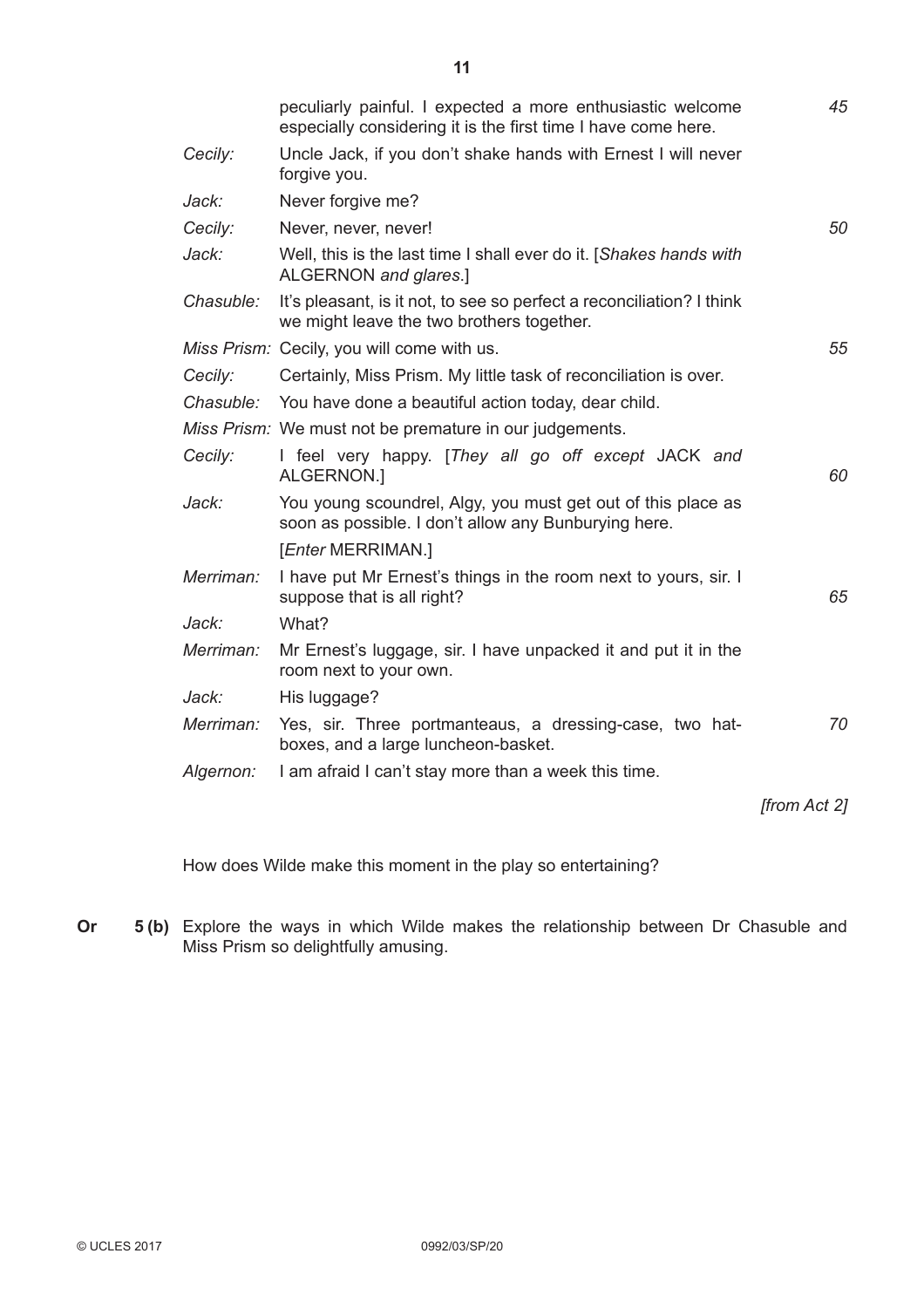| | | |
|---|---|---|
| | peculiarly painful. I expected a more enthusiastic welcome especially considering it is the first time I have come here. | 45 |
| *Cecily:* | Uncle Jack, if you don't shake hands with Ernest I will never forgive you. | |
| *Jack:* | Never forgive me? | |
| *Cecily:* | Never, never, never! | 50 |
| *Jack:* | Well, this is the last time I shall ever do it. [*Shakes hands with* ALGERNON *and glares*.] | |
| *Chasuble:* | It's pleasant, is it not, to see so perfect a reconciliation? I think we might leave the two brothers together. | |
| *Miss Prism:* | Cecily, you will come with us. | 55 |
| *Cecily:* | Certainly, Miss Prism. My little task of reconciliation is over. | |
| *Chasuble:* | You have done a beautiful action today, dear child. | |
| *Miss Prism:* | We must not be premature in our judgements. | |
| *Cecily:* | I feel very happy. [*They all go off except* JACK *and* ALGERNON.] | 60 |
| *Jack:* | You young scoundrel, Algy, you must get out of this place as soon as possible. I don't allow any Bunburying here. | |
| | [*Enter* MERRIMAN.] | |
| *Merriman:* | I have put Mr Ernest's things in the room next to yours, sir. I suppose that is all right? | 65 |
| *Jack:* | What? | |
| *Merriman:* | Mr Ernest's luggage, sir. I have unpacked it and put it in the room next to your own. | |
| *Jack:* | His luggage? | |
| *Merriman:* | Yes, sir. Three portmanteaus, a dressing-case, two hat-boxes, and a large luncheon-basket. | 70 |
| *Algernon:* | I am afraid I can't stay more than a week this time. | |

*[from Act 2]*

How does Wilde make this moment in the play so entertaining?

**Or 5 (b)** Explore the ways in which Wilde makes the relationship between Dr Chasuble and Miss Prism so delightfully amusing.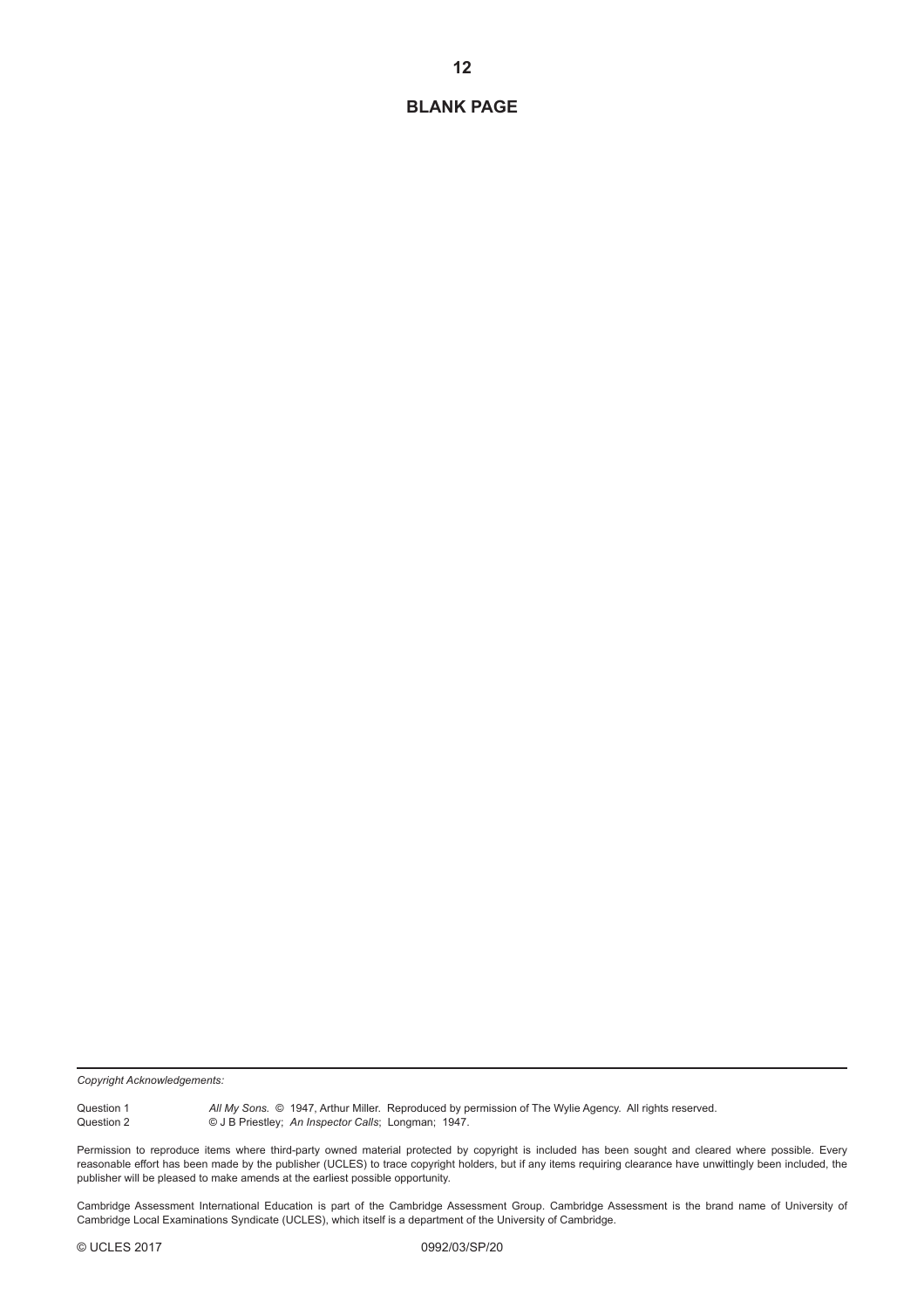**BLANK PAGE**

*Copyright Acknowledgements:*

Question 1 — *All My Sons*. © 1947, Arthur Miller. Reproduced by permission of The Wylie Agency. All rights reserved.
Question 2 — © J B Priestley; *An Inspector Calls*; Longman; 1947.

Permission to reproduce items where third-party owned material protected by copyright is included has been sought and cleared where possible. Every reasonable effort has been made by the publisher (UCLES) to trace copyright holders, but if any items requiring clearance have unwittingly been included, the publisher will be pleased to make amends at the earliest possible opportunity.

Cambridge Assessment International Education is part of the Cambridge Assessment Group. Cambridge Assessment is the brand name of University of Cambridge Local Examinations Syndicate (UCLES), which itself is a department of the University of Cambridge.

© UCLES 2017 — 0992/03/SP/20